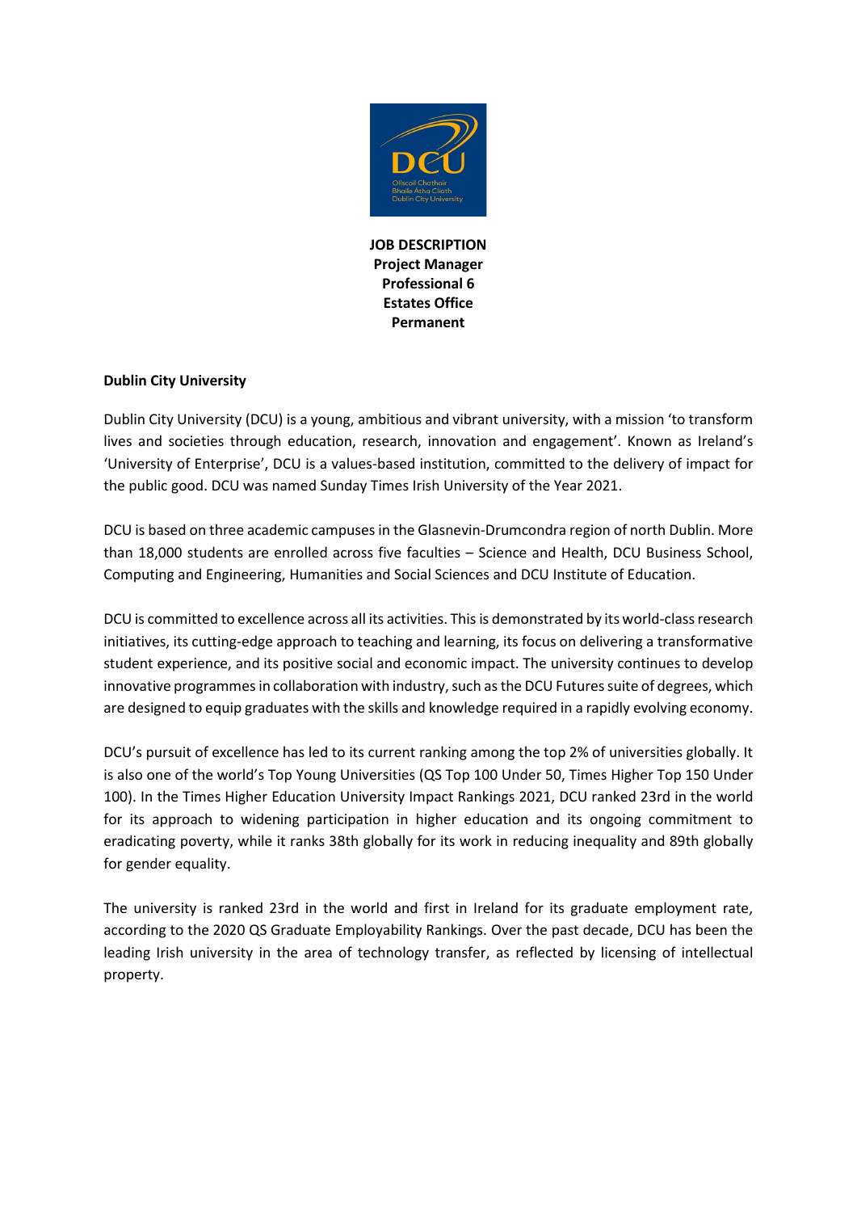**JOB DESCRIPTION**
**Project Manager**
**Professional 6**
**Estates Office**
**Permanent**

## Dublin City University

Dublin City University (DCU) is a young, ambitious and vibrant university, with a mission 'to transform lives and societies through education, research, innovation and engagement'. Known as Ireland's 'University of Enterprise', DCU is a values-based institution, committed to the delivery of impact for the public good. DCU was named Sunday Times Irish University of the Year 2021.

DCU is based on three academic campuses in the Glasnevin-Drumcondra region of north Dublin. More than 18,000 students are enrolled across five faculties – Science and Health, DCU Business School, Computing and Engineering, Humanities and Social Sciences and DCU Institute of Education.

DCU is committed to excellence across all its activities. This is demonstrated by its world-class research initiatives, its cutting-edge approach to teaching and learning, its focus on delivering a transformative student experience, and its positive social and economic impact. The university continues to develop innovative programmes in collaboration with industry, such as the DCU Futures suite of degrees, which are designed to equip graduates with the skills and knowledge required in a rapidly evolving economy.

DCU's pursuit of excellence has led to its current ranking among the top 2% of universities globally. It is also one of the world's Top Young Universities (QS Top 100 Under 50, Times Higher Top 150 Under 100). In the Times Higher Education University Impact Rankings 2021, DCU ranked 23rd in the world for its approach to widening participation in higher education and its ongoing commitment to eradicating poverty, while it ranks 38th globally for its work in reducing inequality and 89th globally for gender equality.

The university is ranked 23rd in the world and first in Ireland for its graduate employment rate, according to the 2020 QS Graduate Employability Rankings. Over the past decade, DCU has been the leading Irish university in the area of technology transfer, as reflected by licensing of intellectual property.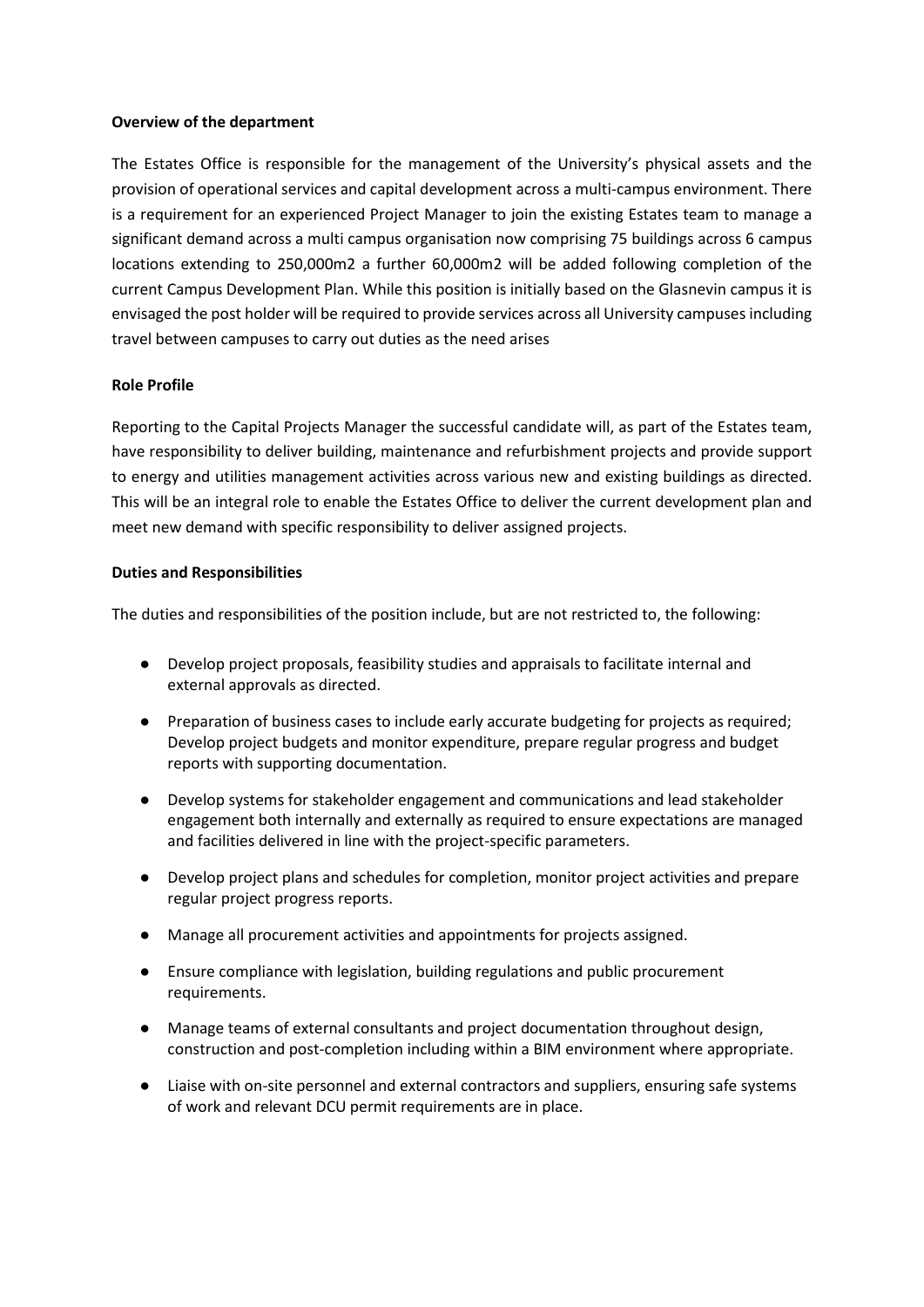**Overview of the department**

The Estates Office is responsible for the management of the University's physical assets and the provision of operational services and capital development across a multi-campus environment. There is a requirement for an experienced Project Manager to join the existing Estates team to manage a significant demand across a multi campus organisation now comprising 75 buildings across 6 campus locations extending to 250,000m2 a further 60,000m2 will be added following completion of the current Campus Development Plan. While this position is initially based on the Glasnevin campus it is envisaged the post holder will be required to provide services across all University campuses including travel between campuses to carry out duties as the need arises

**Role Profile**

Reporting to the Capital Projects Manager the successful candidate will, as part of the Estates team, have responsibility to deliver building, maintenance and refurbishment projects and provide support to energy and utilities management activities across various new and existing buildings as directed. This will be an integral role to enable the Estates Office to deliver the current development plan and meet new demand with specific responsibility to deliver assigned projects.

**Duties and Responsibilities**

The duties and responsibilities of the position include, but are not restricted to, the following:

- Develop project proposals, feasibility studies and appraisals to facilitate internal and external approvals as directed.
- Preparation of business cases to include early accurate budgeting for projects as required; Develop project budgets and monitor expenditure, prepare regular progress and budget reports with supporting documentation.
- Develop systems for stakeholder engagement and communications and lead stakeholder engagement both internally and externally as required to ensure expectations are managed and facilities delivered in line with the project-specific parameters.
- Develop project plans and schedules for completion, monitor project activities and prepare regular project progress reports.
- Manage all procurement activities and appointments for projects assigned.
- Ensure compliance with legislation, building regulations and public procurement requirements.
- Manage teams of external consultants and project documentation throughout design, construction and post-completion including within a BIM environment where appropriate.
- Liaise with on-site personnel and external contractors and suppliers, ensuring safe systems of work and relevant DCU permit requirements are in place.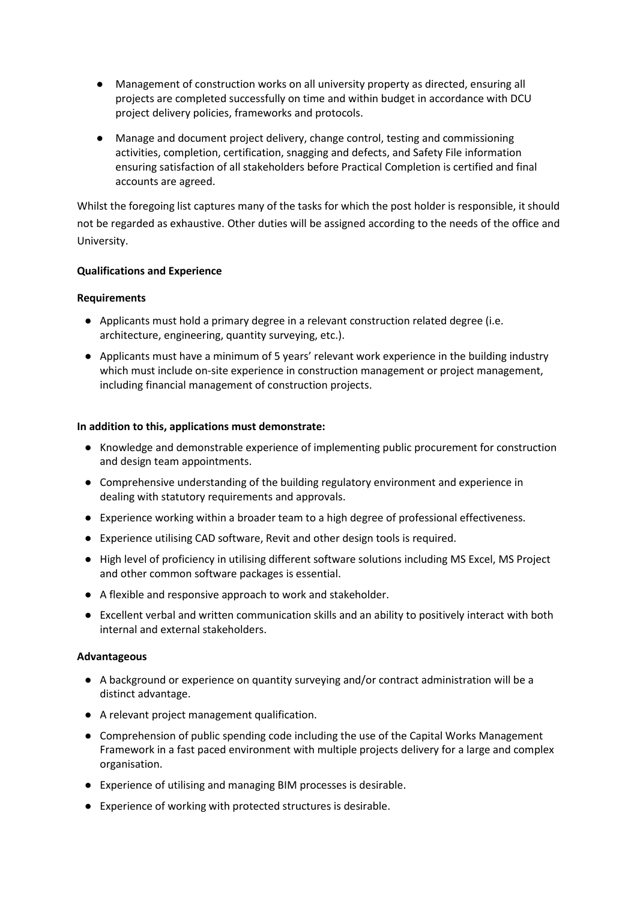- Management of construction works on all university property as directed, ensuring all projects are completed successfully on time and within budget in accordance with DCU project delivery policies, frameworks and protocols.
- Manage and document project delivery, change control, testing and commissioning activities, completion, certification, snagging and defects, and Safety File information ensuring satisfaction of all stakeholders before Practical Completion is certified and final accounts are agreed.

Whilst the foregoing list captures many of the tasks for which the post holder is responsible, it should not be regarded as exhaustive. Other duties will be assigned according to the needs of the office and University.

**Qualifications and Experience**

**Requirements**

- Applicants must hold a primary degree in a relevant construction related degree (i.e. architecture, engineering, quantity surveying, etc.).
- Applicants must have a minimum of 5 years' relevant work experience in the building industry which must include on-site experience in construction management or project management, including financial management of construction projects.

**In addition to this, applications must demonstrate:**

- Knowledge and demonstrable experience of implementing public procurement for construction and design team appointments.
- Comprehensive understanding of the building regulatory environment and experience in dealing with statutory requirements and approvals.
- Experience working within a broader team to a high degree of professional effectiveness.
- Experience utilising CAD software, Revit and other design tools is required.
- High level of proficiency in utilising different software solutions including MS Excel, MS Project and other common software packages is essential.
- A flexible and responsive approach to work and stakeholder.
- Excellent verbal and written communication skills and an ability to positively interact with both internal and external stakeholders.

**Advantageous**

- A background or experience on quantity surveying and/or contract administration will be a distinct advantage.
- A relevant project management qualification.
- Comprehension of public spending code including the use of the Capital Works Management Framework in a fast paced environment with multiple projects delivery for a large and complex organisation.
- Experience of utilising and managing BIM processes is desirable.
- Experience of working with protected structures is desirable.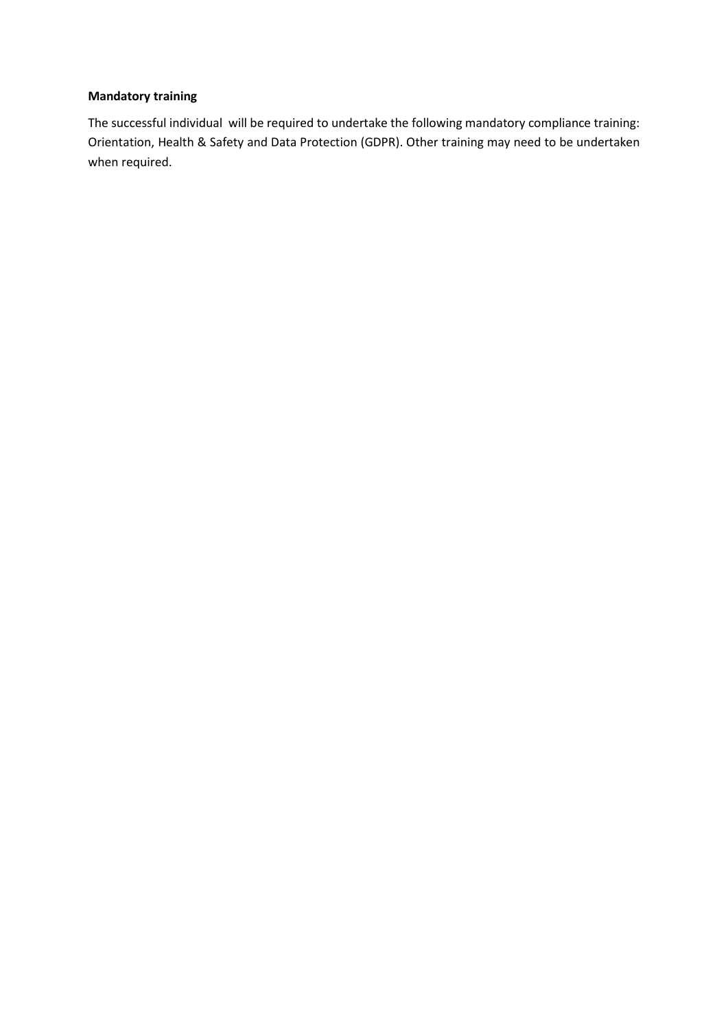**Mandatory training**

The successful individual will be required to undertake the following mandatory compliance training: Orientation, Health & Safety and Data Protection (GDPR). Other training may need to be undertaken when required.